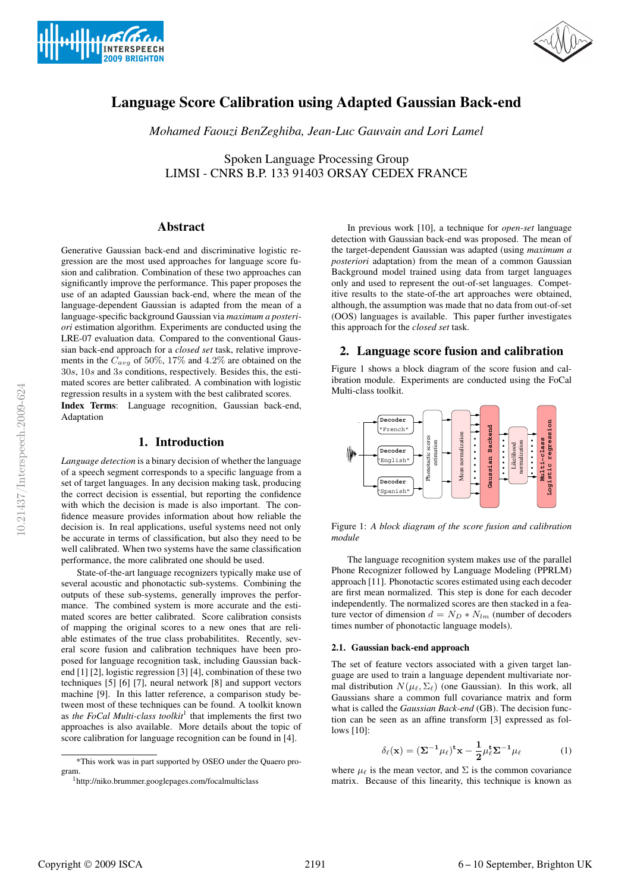# Language Score Calibration using Adapted Gaussian Back-end

*Mohamed Faouzi BenZeghiba, Jean-Luc Gauvain and Lori Lamel*

Spoken Language Processing Group
LIMSI - CNRS B.P. 133 91403 ORSAY CEDEX FRANCE

## Abstract

Generative Gaussian back-end and discriminative logistic regression are the most used approaches for language score fusion and calibration. Combination of these two approaches can significantly improve the performance. This paper proposes the use of an adapted Gaussian back-end, where the mean of the language-dependent Gaussian is adapted from the mean of a language-specific background Gaussian via *maximum a posteriori* estimation algorithm. Experiments are conducted using the LRE-07 evaluation data. Compared to the conventional Gaussian back-end approach for a *closed set* task, relative improvements in the $C_{avg}$ of 50%, 17% and 4.2% are obtained on the $30s$, $10s$ and $3s$ conditions, respectively. Besides this, the estimated scores are better calibrated. A combination with logistic regression results in a system with the best calibrated scores.

**Index Terms**: Language recognition, Gaussian back-end, Adaptation

## 1. Introduction

*Language detection* is a binary decision of whether the language of a speech segment corresponds to a specific language from a set of target languages. In any decision making task, producing the correct decision is essential, but reporting the confidence with which the decision is made is also important. The confidence measure provides information about how reliable the decision is. In real applications, useful systems need not only be accurate in terms of classification, but also they need to be well calibrated. When two systems have the same classification performance, the more calibrated one should be used.

State-of-the-art language recognizers typically make use of several acoustic and phonotactic sub-systems. Combining the outputs of these sub-systems, generally improves the performance. The combined system is more accurate and the estimated scores are better calibrated. Score calibration consists of mapping the original scores to a new ones that are reliable estimates of the true class probabilitites. Recently, several score fusion and calibration techniques have been proposed for language recognition task, including Gaussian backend [1] [2], logistic regression [3] [4], combination of these two techniques [5] [6] [7], neural network [8] and support vectors machine [9]. In this latter reference, a comparison study between most of these techniques can be found. A toolkit known as *the FoCal Multi-class toolkit*[1] that implements the first two approaches is also available. More details about the topic of score calibration for language recognition can be found in [4].

In previous work [10], a technique for *open-set* language detection with Gaussian back-end was proposed. The mean of the target-dependent Gaussian was adapted (using *maximum a posteriori* adaptation) from the mean of a common Gaussian Background model trained using data from target languages only and used to represent the out-of-set languages. Competitive results to the state-of-the art approaches were obtained, although, the assumption was made that no data from out-of-set (OOS) languages is available. This paper further investigates this approach for the *closed set* task.

## 2. Language score fusion and calibration

Figure 1 shows a block diagram of the score fusion and calibration module. Experiments are conducted using the FoCal Multi-class toolkit.

Figure 1: *A block diagram of the score fusion and calibration module*

The language recognition system makes use of the parallel Phone Recognizer followed by Language Modeling (PPRLM) approach [11]. Phonotactic scores estimated using each decoder are first mean normalized. This step is done for each decoder independently. The normalized scores are then stacked in a feature vector of dimension $d = N_D * N_{lm}$ (number of decoders times number of phonotactic language models).

### 2.1. Gaussian back-end approach

The set of feature vectors associated with a given target language are used to train a language dependent multivariate normal distribution $N(\mu_\ell, \Sigma_\ell)$ (one Gaussian). In this work, all Gaussians share a common full covariance matrix and form what is called the *Gaussian Back-end* (GB). The decision function can be seen as an affine transform [3] expressed as follows [10]:

$$\delta_\ell(\mathbf{x}) = (\mathbf{\Sigma}^{-1}\mu_\ell)^{\mathbf{t}}\mathbf{x} - \frac{\mathbf{1}}{\mathbf{2}}\mu_\ell^{\mathbf{t}}\mathbf{\Sigma}^{-\mathbf{1}}\mu_\ell \tag{1}$$

where $\mu_\ell$ is the mean vector, and $\Sigma$ is the common covariance matrix. Because of this linearity, this technique is known as

---

*This work was in part supported by OSEO under the Quaero program.

[1] http://niko.brummer.googlepages.com/focalmulticlass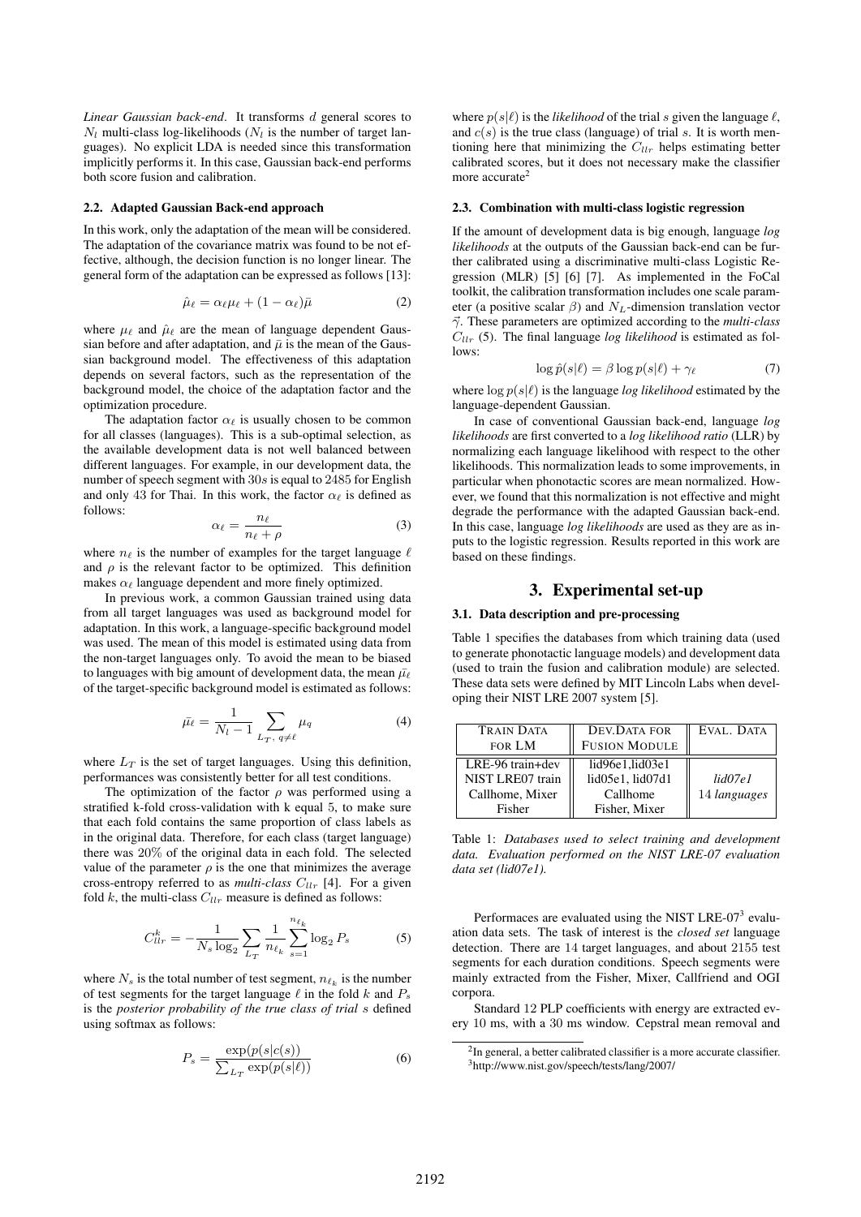*Linear Gaussian back-end*. It transforms $d$ general scores to $N_l$ multi-class log-likelihoods ($N_l$ is the number of target languages). No explicit LDA is needed since this transformation implicitly performs it. In this case, Gaussian back-end performs both score fusion and calibration.

### 2.2. Adapted Gaussian Back-end approach

In this work, only the adaptation of the mean will be considered. The adaptation of the covariance matrix was found to be not effective, although, the decision function is no longer linear. The general form of the adaptation can be expressed as follows [13]:

$$\hat{\mu}_\ell = \alpha_\ell \mu_\ell + (1 - \alpha_\ell)\bar{\mu} \tag{2}$$

where $\mu_\ell$ and $\hat{\mu}_\ell$ are the mean of language dependent Gaussian before and after adaptation, and $\bar{\mu}$ is the mean of the Gaussian background model. The effectiveness of this adaptation depends on several factors, such as the representation of the background model, the choice of the adaptation factor and the optimization procedure.

The adaptation factor $\alpha_\ell$ is usually chosen to be common for all classes (languages). This is a sub-optimal selection, as the available development data is not well balanced between different languages. For example, in our development data, the number of speech segment with $30s$ is equal to $2485$ for English and only $43$ for Thai. In this work, the factor $\alpha_\ell$ is defined as follows:

$$\alpha_\ell = \frac{n_\ell}{n_\ell + \rho} \tag{3}$$

where $n_\ell$ is the number of examples for the target language $\ell$ and $\rho$ is the relevant factor to be optimized. This definition makes $\alpha_\ell$ language dependent and more finely optimized.

In previous work, a common Gaussian trained using data from all target languages was used as background model for adaptation. In this work, a language-specific background model was used. The mean of this model is estimated using data from the non-target languages only. To avoid the mean to be biased to languages with big amount of development data, the mean $\bar{\mu_\ell}$ of the target-specific background model is estimated as follows:

$$\bar{\mu_\ell} = \frac{1}{N_l - 1} \sum_{L_T,\, q \neq \ell} \mu_q \tag{4}$$

where $L_T$ is the set of target languages. Using this definition, performances was consistently better for all test conditions.

The optimization of the factor $\rho$ was performed using a stratified k-fold cross-validation with k equal $5$, to make sure that each fold contains the same proportion of class labels as in the original data. Therefore, for each class (target language) there was $20\%$ of the original data in each fold. The selected value of the parameter $\rho$ is the one that minimizes the average cross-entropy referred to as *multi-class* $C_{llr}$ [4]. For a given fold $k$, the multi-class $C_{llr}$ measure is defined as follows:

$$C^k_{llr} = -\frac{1}{N_s \log_2} \sum_{L_T} \frac{1}{n_{\ell_k}} \sum_{s=1}^{n_{\ell_k}} \log_2 P_s \tag{5}$$

where $N_s$ is the total number of test segment, $n_{\ell_k}$ is the number of test segments for the target language $\ell$ in the fold $k$ and $P_s$ is the *posterior probability of the true class of trial* $s$ defined using softmax as follows:

$$P_s = \frac{\exp(p(s|c(s))}{\sum_{L_T} \exp(p(s|\ell))} \tag{6}$$

where $p(s|\ell)$ is the *likelihood* of the trial $s$ given the language $\ell$, and $c(s)$ is the true class (language) of trial $s$. It is worth mentioning here that minimizing the $C_{llr}$ helps estimating better calibrated scores, but it does not necessary make the classifier more accurate[2]

### 2.3. Combination with multi-class logistic regression

If the amount of development data is big enough, language *log likelihoods* at the outputs of the Gaussian back-end can be further calibrated using a discriminative multi-class Logistic Regression (MLR) [5] [6] [7]. As implemented in the FoCal toolkit, the calibration transformation includes one scale parameter (a positive scalar $\beta$) and $N_L$-dimension translation vector $\vec{\gamma}$. These parameters are optimized according to the *multi-class* $C_{llr}$ (5). The final language *log likelihood* is estimated as follows:

$$\log \hat{p}(s|\ell) = \beta \log p(s|\ell) + \gamma_\ell \tag{7}$$

where $\log p(s|\ell)$ is the language *log likelihood* estimated by the language-dependent Gaussian.

In case of conventional Gaussian back-end, language *log likelihoods* are first converted to a *log likelihood ratio* (LLR) by normalizing each language likelihood with respect to the other likelihoods. This normalization leads to some improvements, in particular when phonotactic scores are mean normalized. However, we found that this normalization is not effective and might degrade the performance with the adapted Gaussian back-end. In this case, language *log likelihoods* are used as they are as inputs to the logistic regression. Results reported in this work are based on these findings.

## 3. Experimental set-up

### 3.1. Data description and pre-processing

Table 1 specifies the databases from which training data (used to generate phonotactic language models) and development data (used to train the fusion and calibration module) are selected. These data sets were defined by MIT Lincoln Labs when developing their NIST LRE 2007 system [5].

| TRAIN DATA FOR LM | DEV.DATA FOR FUSION MODULE | EVAL. DATA |
|---|---|---|
| LRE-96 train+dev<br>NIST LRE07 train<br>Callhome, Mixer<br>Fisher | lid96e1,lid03e1<br>lid05e1, lid07d1<br>Callhome<br>Fisher, Mixer | *lid07e1*<br>14 *languages* |

Table 1: *Databases used to select training and development data. Evaluation performed on the NIST LRE-07 evaluation data set (lid07e1).*

Performaces are evaluated using the NIST LRE-07[3] evaluation data sets. The task of interest is the *closed set* language detection. There are $14$ target languages, and about $2155$ test segments for each duration conditions. Speech segments were mainly extracted from the Fisher, Mixer, Callfriend and OGI corpora.

Standard $12$ PLP coefficients with energy are extracted every $10$ ms, with a $30$ ms window. Cepstral mean removal and

[2] In general, a better calibrated classifier is a more accurate classifier.

[3] http://www.nist.gov/speech/tests/lang/2007/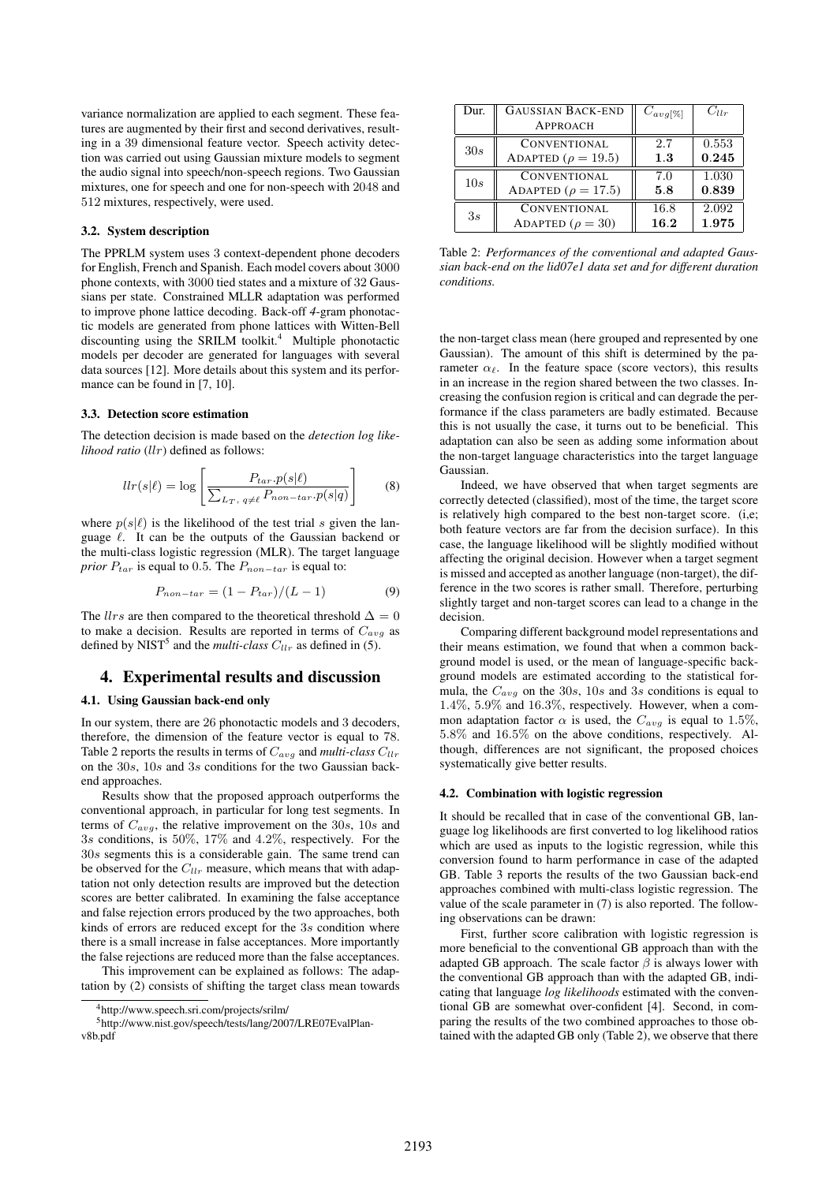variance normalization are applied to each segment. These features are augmented by their first and second derivatives, resulting in a 39 dimensional feature vector. Speech activity detection was carried out using Gaussian mixture models to segment the audio signal into speech/non-speech regions. Two Gaussian mixtures, one for speech and one for non-speech with 2048 and 512 mixtures, respectively, were used.

### 3.2. System description

The PPRLM system uses 3 context-dependent phone decoders for English, French and Spanish. Each model covers about 3000 phone contexts, with 3000 tied states and a mixture of 32 Gaussians per state. Constrained MLLR adaptation was performed to improve phone lattice decoding. Back-off *4*-gram phonotactic models are generated from phone lattices with Witten-Bell discounting using the SRILM toolkit.[4] Multiple phonotactic models per decoder are generated for languages with several data sources [12]. More details about this system and its performance can be found in [7, 10].

### 3.3. Detection score estimation

The detection decision is made based on the *detection log likelihood ratio* ($llr$) defined as follows:

$$llr(s|\ell) = \log\left[\frac{P_{tar}.p(s|\ell)}{\sum_{L_T,\, q\neq\ell} P_{non-tar}.p(s|q)}\right] \quad (8)$$

where $p(s|\ell)$ is the likelihood of the test trial $s$ given the language $\ell$. It can be the outputs of the Gaussian backend or the multi-class logistic regression (MLR). The target language *prior* $P_{tar}$ is equal to 0.5. The $P_{non-tar}$ is equal to:

$$P_{non-tar} = (1 - P_{tar})/(L - 1) \quad (9)$$

The $llrs$ are then compared to the theoretical threshold $\Delta = 0$ to make a decision. Results are reported in terms of $C_{avg}$ as defined by NIST[5] and the *multi-class* $C_{llr}$ as defined in (5).

## 4. Experimental results and discussion

### 4.1. Using Gaussian back-end only

In our system, there are 26 phonotactic models and 3 decoders, therefore, the dimension of the feature vector is equal to 78. Table 2 reports the results in terms of $C_{avg}$ and *multi-class* $C_{llr}$ on the $30s$, $10s$ and $3s$ conditions for the two Gaussian backend approaches.

Results show that the proposed approach outperforms the conventional approach, in particular for long test segments. In terms of $C_{avg}$, the relative improvement on the $30s$, $10s$ and $3s$ conditions, is 50%, 17% and 4.2%, respectively. For the $30s$ segments this is a considerable gain. The same trend can be observed for the $C_{llr}$ measure, which means that with adaptation not only detection results are improved but the detection scores are better calibrated. In examining the false acceptance and false rejection errors produced by the two approaches, both kinds of errors are reduced except for the $3s$ condition where there is a small increase in false acceptances. More importantly the false rejections are reduced more than the false acceptances.

This improvement can be explained as follows: The adaptation by (2) consists of shifting the target class mean towards the non-target class mean (here grouped and represented by one Gaussian). The amount of this shift is determined by the parameter $\alpha_\ell$. In the feature space (score vectors), this results in an increase in the region shared between the two classes. Increasing the confusion region is critical and can degrade the performance if the class parameters are badly estimated. Because this is not usually the case, it turns out to be beneficial. This adaptation can also be seen as adding some information about the non-target language characteristics into the target language Gaussian.

Indeed, we have observed that when target segments are correctly detected (classified), most of the time, the target score is relatively high compared to the best non-target score. (i,e; both feature vectors are far from the decision surface). In this case, the language likelihood will be slightly modified without affecting the original decision. However when a target segment is missed and accepted as another language (non-target), the difference in the two scores is rather small. Therefore, perturbing slightly target and non-target scores can lead to a change in the decision.

Comparing different background model representations and their means estimation, we found that when a common background model is used, or the mean of language-specific background models are estimated according to the statistical formula, the $C_{avg}$ on the $30s$, $10s$ and $3s$ conditions is equal to 1.4%, 5.9% and 16.3%, respectively. However, when a common adaptation factor $\alpha$ is used, the $C_{avg}$ is equal to 1.5%, 5.8% and 16.5% on the above conditions, respectively. Although, differences are not significant, the proposed choices systematically give better results.

| Dur. | Gaussian Back-end Approach | $C_{avg[\%]}$ | $C_{llr}$ |
|---|---|---|---|
| $30s$ | Conventional | 2.7 | 0.553 |
| | Adapted ($\rho = 19.5$) | **1.3** | **0.245** |
| $10s$ | Conventional | 7.0 | 1.030 |
| | Adapted ($\rho = 17.5$) | **5.8** | **0.839** |
| $3s$ | Conventional | 16.8 | 2.092 |
| | Adapted ($\rho = 30$) | **16.2** | **1.975** |

Table 2: *Performances of the conventional and adapted Gaussian back-end on the lid07e1 data set and for different duration conditions.*

### 4.2. Combination with logistic regression

It should be recalled that in case of the conventional GB, language log likelihoods are first converted to log likelihood ratios which are used as inputs to the logistic regression, while this conversion found to harm performance in case of the adapted GB. Table 3 reports the results of the two Gaussian back-end approaches combined with multi-class logistic regression. The value of the scale parameter in (7) is also reported. The following observations can be drawn:

First, further score calibration with logistic regression is more beneficial to the conventional GB approach than with the adapted GB approach. The scale factor $\beta$ is always lower with the conventional GB approach than with the adapted GB, indicating that language *log likelihoods* estimated with the conventional GB are somewhat over-confident [4]. Second, in comparing the results of the two combined approaches to those obtained with the adapted GB only (Table 2), we observe that there

[4] http://www.speech.sri.com/projects/srilm/

[5] http://www.nist.gov/speech/tests/lang/2007/LRE07EvalPlan-v8b.pdf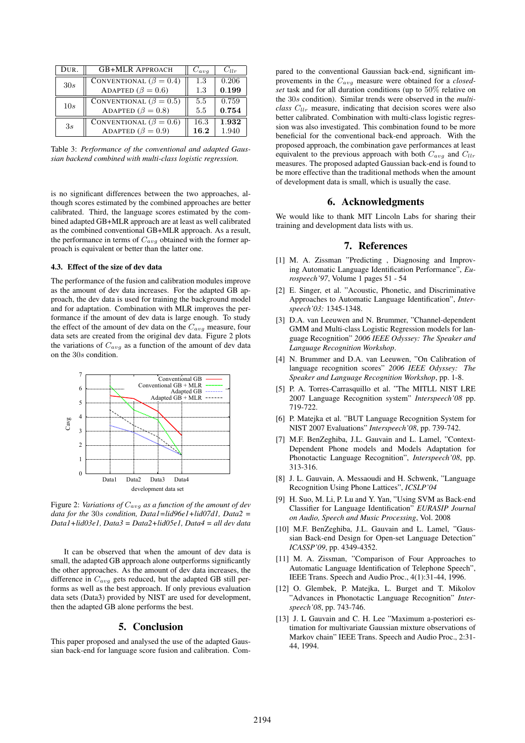| Dur. | GB+MLR Approach | $C_{avg}$ | $C_{llr}$ |
|---|---|---|---|
| $30s$ | Conventional ($\beta = 0.4$) | 1.3 | 0.206 |
| | Adapted ($\beta = 0.6$) | 1.3 | **0.199** |
| $10s$ | Conventional ($\beta = 0.5$) | 5.5 | 0.759 |
| | Adapted ($\beta = 0.8$) | 5.5 | **0.754** |
| $3s$ | Conventional ($\beta = 0.6$) | 16.3 | **1.932** |
| | Adapted ($\beta = 0.9$) | **16.2** | 1.940 |

Table 3: *Performance of the conventional and adapted Gaussian backend combined with multi-class logistic regression.*

is no significant differences between the two approaches, although scores estimated by the combined approaches are better calibrated. Third, the language scores estimated by the combined adapted GB+MLR approach are at least as well calibrated as the combined conventional GB+MLR approach. As a result, the performance in terms of $C_{avg}$ obtained with the former approach is equivalent or better than the latter one.

### 4.3. Effect of the size of dev data

The performance of the fusion and calibration modules improve as the amount of dev data increases. For the adapted GB approach, the dev data is used for training the background model and for adaptation. Combination with MLR improves the performance if the amount of dev data is large enough. To study the effect of the amount of dev data on the $C_{avg}$ measure, four data sets are created from the original dev data. Figure 2 plots the variations of $C_{avg}$ as a function of the amount of dev data on the $30s$ condition.

Cavg
0
1
2
3
4
5
6
7
Data1
Data2
Data3
Data4
development data set
Conventional GB
Conventional GB + MLR
Adapted GB
Adapted GB + MLR

Figure 2: *Variations of $C_{avg}$ as a function of the amount of dev data for the* $30s$ *condition, Data1=lid96e1+lid07d1, Data2 = Data1+lid03e1, Data3 = Data2+lid05e1, Data4 = all dev data*

It can be observed that when the amount of dev data is small, the adapted GB approach alone outperforms significantly the other approaches. As the amount of dev data increases, the difference in $C_{avg}$ gets reduced, but the adapted GB still performs as well as the best approach. If only previous evaluation data sets (Data3) provided by NIST are used for development, then the adapted GB alone performs the best.

## 5. Conclusion

This paper proposed and analysed the use of the adapted Gaussian back-end for language score fusion and calibration. Compared to the conventional Gaussian back-end, significant improvements in the $C_{avg}$ measure were obtained for a *closed-set* task and for all duration conditions (up to $50\%$ relative on the $30s$ condition). Similar trends were observed in the *multi-class* $C_{llr}$ measure, indicating that decision scores were also better calibrated. Combination with multi-class logistic regression was also investigated. This combination found to be more beneficial for the conventional back-end approach. With the proposed approach, the combination gave performances at least equivalent to the previous approach with both $C_{avg}$ and $C_{llr}$ measures. The proposed adapted Gaussian back-end is found to be more effective than the traditional methods when the amount of development data is small, which is usually the case.

## 6. Acknowledgments

We would like to thank MIT Lincoln Labs for sharing their training and development data lists with us.

## 7. References

[1] M. A. Zissman "Predicting , Diagnosing and Improving Automatic Language Identification Performance", *Eurospeech'97*, Volume 1 pages 51 - 54

[2] E. Singer, et al. "Acoustic, Phonetic, and Discriminative Approaches to Automatic Language Identification", *Interspeech'03:* 1345-1348.

[3] D.A. van Leeuwen and N. Brummer, "Channel-dependent GMM and Multi-class Logistic Regression models for language Recognition" *2006 IEEE Odyssey: The Speaker and Language Recognition Workshop*.

[4] N. Brummer and D.A. van Leeuwen, "On Calibration of language recognition scores" *2006 IEEE Odyssey: The Speaker and Language Recognition Workshop*, pp. 1-8.

[5] P. A. Torres-Carrasquillo et al. "The MITLL NIST LRE 2007 Language Recognition system" *Interspeech'08* pp. 719-722.

[6] P. Matejka et al. "BUT Language Recognition System for NIST 2007 Evaluations" *Interspeech'08*, pp. 739-742.

[7] M.F. BenZeghiba, J.L. Gauvain and L. Lamel, "Context-Dependent Phone models and Models Adaptation for Phonotactic Language Recognition", *Interspeech'08*, pp. 313-316.

[8] J. L. Gauvain, A. Messaoudi and H. Schwenk, "Language Recognition Using Phone Lattices", *ICSLP'04*

[9] H. Suo, M. Li, P. Lu and Y. Yan, "Using SVM as Back-end Classifier for Language Identification" *EURASIP Journal on Audio, Speech and Music Processing*, Vol. 2008

[10] M.F. BenZeghiba, J.L. Gauvain and L. Lamel, "Gaussian Back-end Design for Open-set Language Detection" *ICASSP'09*, pp. 4349-4352.

[11] M. A. Zissman, "Comparison of Four Approaches to Automatic Language Identification of Telephone Speech", IEEE Trans. Speech and Audio Proc., 4(1):31-44, 1996.

[12] O. Glembek, P. Matejka, L. Burget and T. Mikolov "Advances in Phonotactic Language Recognition" *Interspeech'08*, pp. 743-746.

[13] J. L Gauvain and C. H. Lee "Maximum a-posteriori estimation for multivariate Gaussian mixture observations of Markov chain" IEEE Trans. Speech and Audio Proc., 2:31-44, 1994.